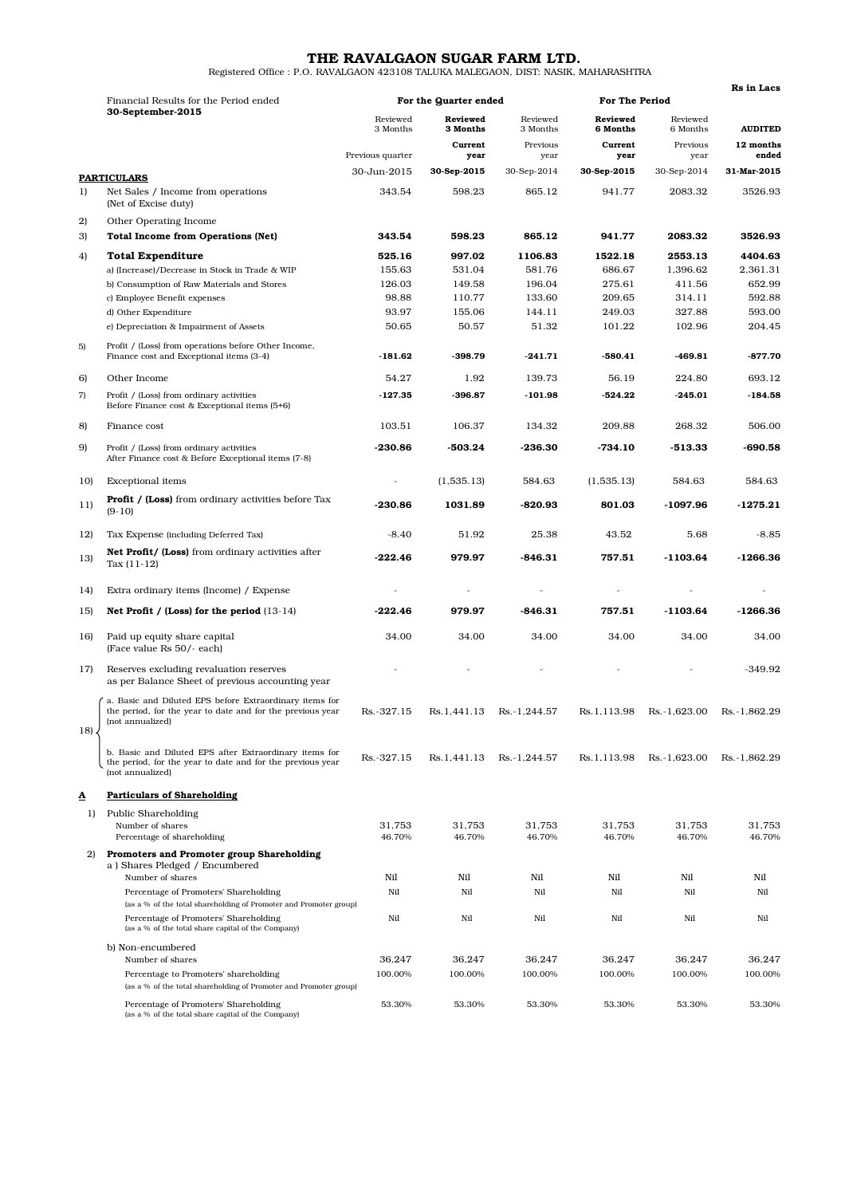# THE RAVALGAON SUGAR FARM LTD.

Registered Office : P.O. RAVALGAON 423108 TALUKA MALEGAON, DIST: NASIK, MAHARASHTRA

Rs in Lacs

| | Financial Results for the Period ended 30-September-2015 | For the Quarter ended | | | For The Period | | |
|---|---|---|---|---|---|---|---|
| | | Reviewed 3 Months | **Reviewed 3 Months** | Reviewed 3 Months | **Reviewed 6 Months** | Reviewed 6 Months | **AUDITED** |
| | | Previous quarter | **Current year** | Previous year | **Current year** | Previous year | **12 months ended** |
| | **PARTICULARS** | 30-Jun-2015 | **30-Sep-2015** | 30-Sep-2014 | **30-Sep-2015** | 30-Sep-2014 | **31-Mar-2015** |
| 1) | Net Sales / Income from operations (Net of Excise duty) | 343.54 | 598.23 | 865.12 | 941.77 | 2083.32 | 3526.93 |
| 2) | Other Operating Income | | | | | | |
| 3) | **Total Income from Operations (Net)** | **343.54** | **598.23** | **865.12** | **941.77** | **2083.32** | **3526.93** |
| 4) | **Total Expenditure** | **525.16** | **997.02** | **1106.83** | **1522.18** | **2553.13** | **4404.63** |
| | a) (Increase)/Decrease in Stock in Trade & WIP | 155.63 | 531.04 | 581.76 | 686.67 | 1,396.62 | 2,361.31 |
| | b) Consumption of Raw Materials and Stores | 126.03 | 149.58 | 196.04 | 275.61 | 411.56 | 652.99 |
| | c) Employee Benefit expenses | 98.88 | 110.77 | 133.60 | 209.65 | 314.11 | 592.88 |
| | d) Other Expenditure | 93.97 | 155.06 | 144.11 | 249.03 | 327.88 | 593.00 |
| | e) Depreciation & Impairment of Assets | 50.65 | 50.57 | 51.32 | 101.22 | 102.96 | 204.45 |
| 5) | Profit / (Loss) from operations before Other Income, Finance cost and Exceptional items (3-4) | **-181.62** | **-398.79** | **-241.71** | **-580.41** | **-469.81** | **-877.70** |
| 6) | Other Income | 54.27 | 1.92 | 139.73 | 56.19 | 224.80 | 693.12 |
| 7) | Profit / (Loss) from ordinary activities Before Finance cost & Exceptional items (5+6) | **-127.35** | **-396.87** | **-101.98** | **-524.22** | **-245.01** | **-184.58** |
| 8) | Finance cost | 103.51 | 106.37 | 134.32 | 209.88 | 268.32 | 506.00 |
| 9) | Profit / (Loss) from ordinary activities After Finance cost & Before Exceptional items (7-8) | **-230.86** | **-503.24** | **-236.30** | **-734.10** | **-513.33** | **-690.58** |
| 10) | Exceptional items | - | (1,535.13) | 584.63 | (1,535.13) | 584.63 | 584.63 |
| 11) | **Profit / (Loss)** from ordinary activities before Tax (9-10) | **-230.86** | **1031.89** | **-820.93** | **801.03** | **-1097.96** | **-1275.21** |
| 12) | Tax Expense (including Deferred Tax) | -8.40 | 51.92 | 25.38 | 43.52 | 5.68 | -8.85 |
| 13) | **Net Profit/ (Loss)** from ordinary activities after Tax (11-12) | **-222.46** | **979.97** | **-846.31** | **757.51** | **-1103.64** | **-1266.36** |
| 14) | Extra ordinary items (Income) / Expense | - | - | - | - | - | - |
| 15) | **Net Profit / (Loss) for the period** (13-14) | **-222.46** | **979.97** | **-846.31** | **757.51** | **-1103.64** | **-1266.36** |
| 16) | Paid up equity share capital (Face value Rs 50/- each) | 34.00 | 34.00 | 34.00 | 34.00 | 34.00 | 34.00 |
| 17) | Reserves excluding revaluation reserves as per Balance Sheet of previous accounting year | - | - | - | - | - | -349.92 |
| 18) | a. Basic and Diluted EPS before Extraordinary items for the period, for the year to date and for the previous year (not annualized) | Rs.-327.15 | Rs.1,441.13 | Rs.-1,244.57 | Rs.1,113.98 | Rs.-1,623.00 | Rs.-1,862.29 |
| | b. Basic and Diluted EPS after Extraordinary items for the period, for the year to date and for the previous year (not annualized) | Rs.-327.15 | Rs.1,441.13 | Rs.-1,244.57 | Rs.1,113.98 | Rs.-1,623.00 | Rs.-1,862.29 |
| **A** | **Particulars of Shareholding** | | | | | | |
| 1) | Public Shareholding | | | | | | |
| | Number of shares | 31,753 | 31,753 | 31,753 | 31,753 | 31,753 | 31,753 |
| | Percentage of shareholding | 46.70% | 46.70% | 46.70% | 46.70% | 46.70% | 46.70% |
| 2) | **Promoters and Promoter group Shareholding** | | | | | | |
| | a ) Shares Pledged / Encumbered | | | | | | |
| | Number of shares | Nil | Nil | Nil | Nil | Nil | Nil |
| | Percentage of Promoters' Shareholding (as a % of the total shareholding of Promoter and Promoter group) | Nil | Nil | Nil | Nil | Nil | Nil |
| | Percentage of Promoters' Shareholding (as a % of the total share capital of the Company) | Nil | Nil | Nil | Nil | Nil | Nil |
| | b) Non-encumbered | | | | | | |
| | Number of shares | 36,247 | 36,247 | 36,247 | 36,247 | 36,247 | 36,247 |
| | Percentage to Promoters' shareholding (as a % of the total shareholding of Promoter and Promoter group) | 100.00% | 100.00% | 100.00% | 100.00% | 100.00% | 100.00% |
| | Percentage of Promoters' Shareholding (as a % of the total share capital of the Company) | 53.30% | 53.30% | 53.30% | 53.30% | 53.30% | 53.30% |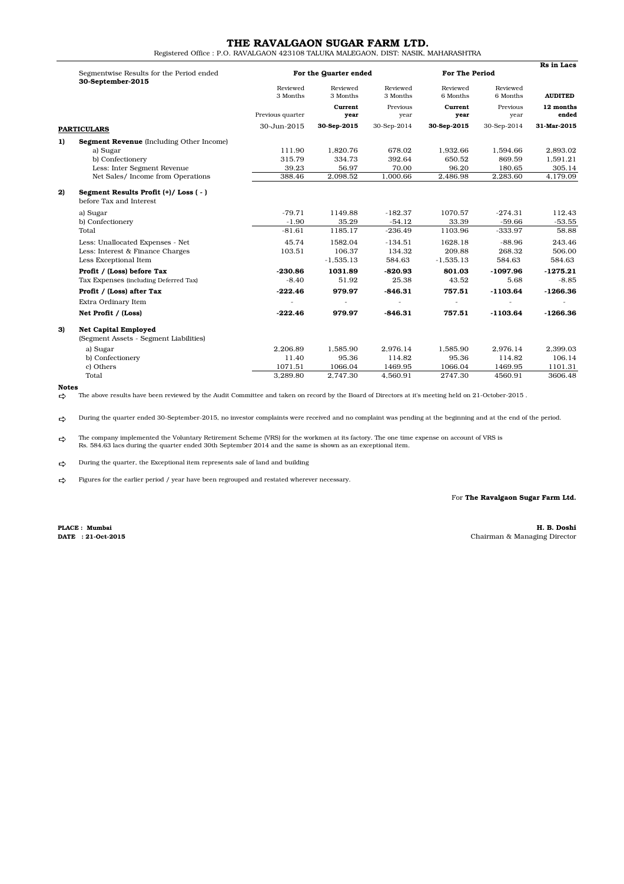# THE RAVALGAON SUGAR FARM LTD.

Registered Office : P.O. RAVALGAON 423108 TALUKA MALEGAON, DIST: NASIK, MAHARASHTRA

Rs in Lacs

| Segmentwise Results for the Period ended 30-September-2015 | For the Quarter ended | | | For The Period | | |
|---|---|---|---|---|---|---|
| | Reviewed 3 Months | Reviewed 3 Months | Reviewed 3 Months | Reviewed 6 Months | Reviewed 6 Months | **AUDITED** |
| | Previous quarter | **Current year** | Previous year | **Current year** | Previous year | **12 months ended** |
| **PARTICULARS** | 30-Jun-2015 | **30-Sep-2015** | 30-Sep-2014 | **30-Sep-2015** | 30-Sep-2014 | **31-Mar-2015** |
| **1) Segment Revenue** (Including Other Income) | | | | | | |
| a) Sugar | 111.90 | 1,820.76 | 678.02 | 1,932.66 | 1,594.66 | 2,893.02 |
| b) Confectionery | 315.79 | 334.73 | 392.64 | 650.52 | 869.59 | 1,591.21 |
| Less: Inter Segment Revenue | 39.23 | 56.97 | 70.00 | 96.20 | 180.65 | 305.14 |
| Net Sales/ Income from Operations | 388.46 | 2,098.52 | 1,000.66 | 2,486.98 | 2,283.60 | 4,179.09 |
| **2) Segment Results Profit (+)/ Loss ( - )** before Tax and Interest | | | | | | |
| a) Sugar | -79.71 | 1149.88 | -182.37 | 1070.57 | -274.31 | 112.43 |
| b) Confectionery | -1.90 | 35.29 | -54.12 | 33.39 | -59.66 | -53.55 |
| Total | -81.61 | 1185.17 | -236.49 | 1103.96 | -333.97 | 58.88 |
| Less: Unallocated Expenses - Net | 45.74 | 1582.04 | -134.51 | 1628.18 | -88.96 | 243.46 |
| Less: Interest & Finance Charges | 103.51 | 106.37 | 134.32 | 209.88 | 268.32 | 506.00 |
| Less Exceptional Item | | -1,535.13 | 584.63 | -1,535.13 | 584.63 | 584.63 |
| **Profit / (Loss) before Tax** | **-230.86** | **1031.89** | **-820.93** | **801.03** | **-1097.96** | **-1275.21** |
| Tax Expenses (including Deferred Tax) | -8.40 | 51.92 | 25.38 | 43.52 | 5.68 | -8.85 |
| **Profit / (Loss) after Tax** | **-222.46** | **979.97** | **-846.31** | **757.51** | **-1103.64** | **-1266.36** |
| Extra Ordinary Item | - | - | - | - | - | - |
| **Net Profit / (Loss)** | **-222.46** | **979.97** | **-846.31** | **757.51** | **-1103.64** | **-1266.36** |
| **3) Net Capital Employed** (Segment Assets - Segment Liabilities) | | | | | | |
| a) Sugar | 2,206.89 | 1,585.90 | 2,976.14 | 1,585.90 | 2,976.14 | 2,399.03 |
| b) Confectionery | 11.40 | 95.36 | 114.82 | 95.36 | 114.82 | 106.14 |
| c) Others | 1071.51 | 1066.04 | 1469.95 | 1066.04 | 1469.95 | 1101.31 |
| Total | 3,289.80 | 2,747.30 | 4,560.91 | 2747.30 | 4560.91 | 3606.48 |

**Notes**

- The above results have been reviewed by the Audit Committee and taken on record by the Board of Directors at it's meeting held on 21-October-2015 .
- During the quarter ended 30-September-2015, no investor complaints were received and no complaint was pending at the beginning and at the end of the period.
- The company implemented the Voluntary Retirement Scheme (VRS) for the workmen at its factory. The one time expense on account of VRS is Rs. 584.63 lacs during the quarter ended 30th September 2014 and the same is shown as an exceptional item.
- During the quarter, the Exceptional item represents sale of land and building
- Figures for the earlier period / year have been regrouped and restated wherever necessary.

For **The Ravalgaon Sugar Farm Ltd.**

**PLACE : Mumbai**
**DATE : 21-Oct-2015**

**H. B. Doshi**
Chairman & Managing Director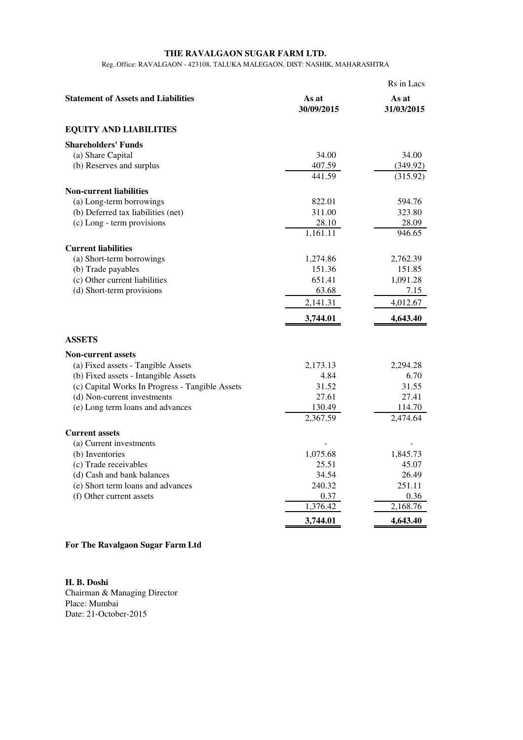# THE RAVALGAON SUGAR FARM LTD.

Reg..Office: RAVALGAON - 423108, TALUKA MALEGAON, DIST: NASHIK, MAHARASHTRA

| | | Rs in Lacs |
|---|---|---|
| **Statement of Assets and Liabilities** | **As at 30/09/2015** | **As at 31/03/2015** |
| **EQUITY AND LIABILITIES** | | |
| **Shareholders' Funds** | | |
| (a) Share Capital | 34.00 | 34.00 |
| (b) Reserves and surplus | 407.59 | (349.92) |
| | 441.59 | (315.92) |
| **Non-current liabilities** | | |
| (a) Long-term borrowings | 822.01 | 594.76 |
| (b) Deferred tax liabilities (net) | 311.00 | 323.80 |
| (c) Long - term provisions | 28.10 | 28.09 |
| | 1,161.11 | 946.65 |
| **Current liabilities** | | |
| (a) Short-term borrowings | 1,274.86 | 2,762.39 |
| (b) Trade payables | 151.36 | 151.85 |
| (c) Other current liabilities | 651.41 | 1,091.28 |
| (d) Short-term provisions | 63.68 | 7.15 |
| | 2,141.31 | 4,012.67 |
| | **3,744.01** | **4,643.40** |
| **ASSETS** | | |
| **Non-current assets** | | |
| (a) Fixed assets - Tangible Assets | 2,173.13 | 2,294.28 |
| (b) Fixed assets - Intangible Assets | 4.84 | 6.70 |
| (c) Capital Works In Progress - Tangible Assets | 31.52 | 31.55 |
| (d) Non-current investments | 27.61 | 27.41 |
| (e) Long term loans and advances | 130.49 | 114.70 |
| | 2,367.59 | 2,474.64 |
| **Current assets** | | |
| (a) Current investments | - | - |
| (b) Inventories | 1,075.68 | 1,845.73 |
| (c) Trade receivables | 25.51 | 45.07 |
| (d) Cash and bank balances | 34.54 | 26.49 |
| (e) Short term loans and advances | 240.32 | 251.11 |
| (f) Other current assets | 0.37 | 0.36 |
| | 1,376.42 | 2,168.76 |
| | **3,744.01** | **4,643.40** |

**For The Ravalgaon Sugar Farm Ltd**

**H. B. Doshi**
Chairman & Managing Director
Place: Mumbai
Date: 21-October-2015